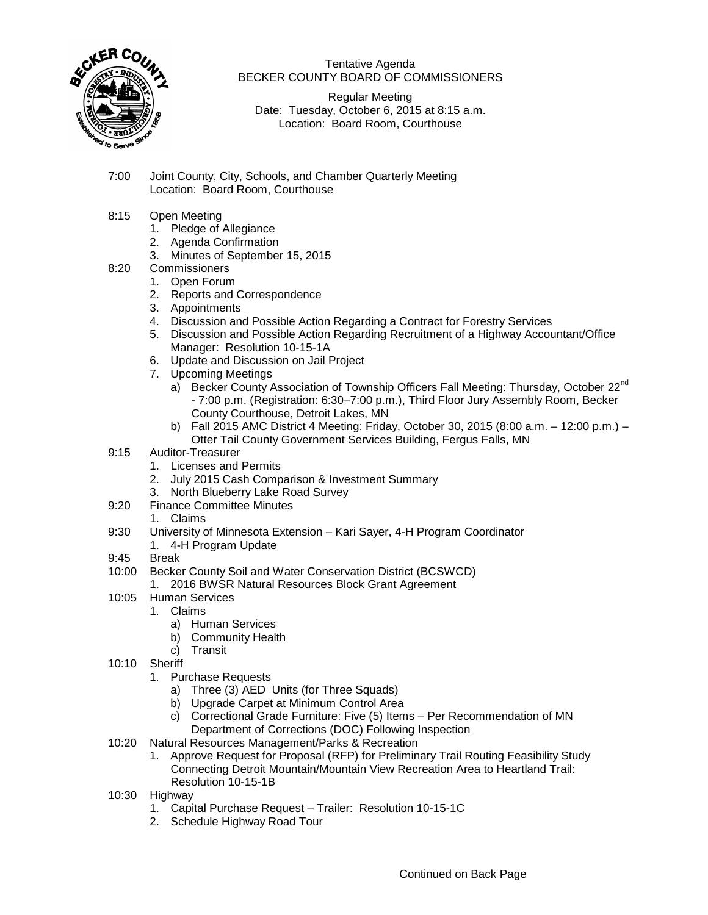Tentative Agenda
BECKER COUNTY BOARD OF COMMISSIONERS

Regular Meeting
Date: Tuesday, October 6, 2015 at 8:15 a.m.
Location: Board Room, Courthouse

7:00 Joint County, City, Schools, and Chamber Quarterly Meeting
Location: Board Room, Courthouse

8:15 Open Meeting
1. Pledge of Allegiance
2. Agenda Confirmation
3. Minutes of September 15, 2015

8:20 Commissioners
1. Open Forum
2. Reports and Correspondence
3. Appointments
4. Discussion and Possible Action Regarding a Contract for Forestry Services
5. Discussion and Possible Action Regarding Recruitment of a Highway Accountant/Office Manager: Resolution 10-15-1A
6. Update and Discussion on Jail Project
7. Upcoming Meetings
   a) Becker County Association of Township Officers Fall Meeting: Thursday, October 22nd - 7:00 p.m. (Registration: 6:30–7:00 p.m.), Third Floor Jury Assembly Room, Becker County Courthouse, Detroit Lakes, MN
   b) Fall 2015 AMC District 4 Meeting: Friday, October 30, 2015 (8:00 a.m. – 12:00 p.m.) – Otter Tail County Government Services Building, Fergus Falls, MN

9:15 Auditor-Treasurer
1. Licenses and Permits
2. July 2015 Cash Comparison & Investment Summary
3. North Blueberry Lake Road Survey

9:20 Finance Committee Minutes
1. Claims

9:30 University of Minnesota Extension – Kari Sayer, 4-H Program Coordinator
1. 4-H Program Update

9:45 Break

10:00 Becker County Soil and Water Conservation District (BCSWCD)
1. 2016 BWSR Natural Resources Block Grant Agreement

10:05 Human Services
1. Claims
   a) Human Services
   b) Community Health
   c) Transit

10:10 Sheriff
1. Purchase Requests
   a) Three (3) AED Units (for Three Squads)
   b) Upgrade Carpet at Minimum Control Area
   c) Correctional Grade Furniture: Five (5) Items – Per Recommendation of MN Department of Corrections (DOC) Following Inspection

10:20 Natural Resources Management/Parks & Recreation
1. Approve Request for Proposal (RFP) for Preliminary Trail Routing Feasibility Study Connecting Detroit Mountain/Mountain View Recreation Area to Heartland Trail: Resolution 10-15-1B

10:30 Highway
1. Capital Purchase Request – Trailer: Resolution 10-15-1C
2. Schedule Highway Road Tour

Continued on Back Page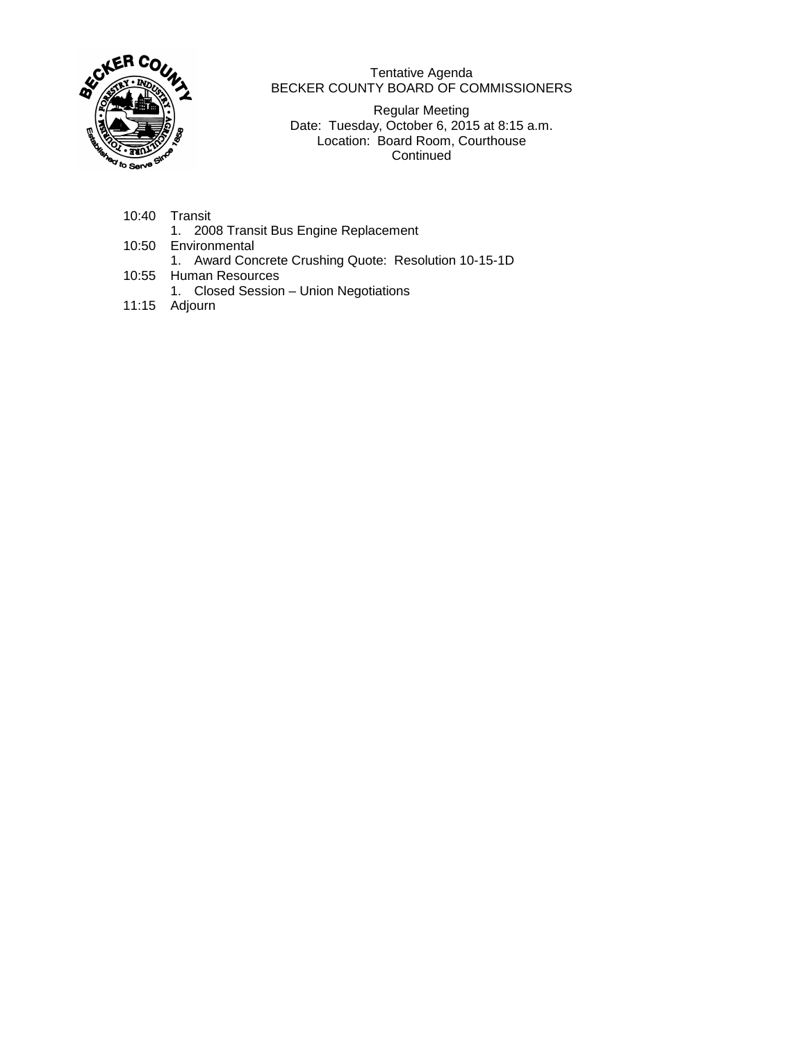Tentative Agenda
BECKER COUNTY BOARD OF COMMISSIONERS

Regular Meeting
Date: Tuesday, October 6, 2015 at 8:15 a.m.
Location: Board Room, Courthouse
Continued

10:40 Transit
   1. 2008 Transit Bus Engine Replacement

10:50 Environmental
   1. Award Concrete Crushing Quote: Resolution 10-15-1D

10:55 Human Resources
   1. Closed Session – Union Negotiations

11:15 Adjourn